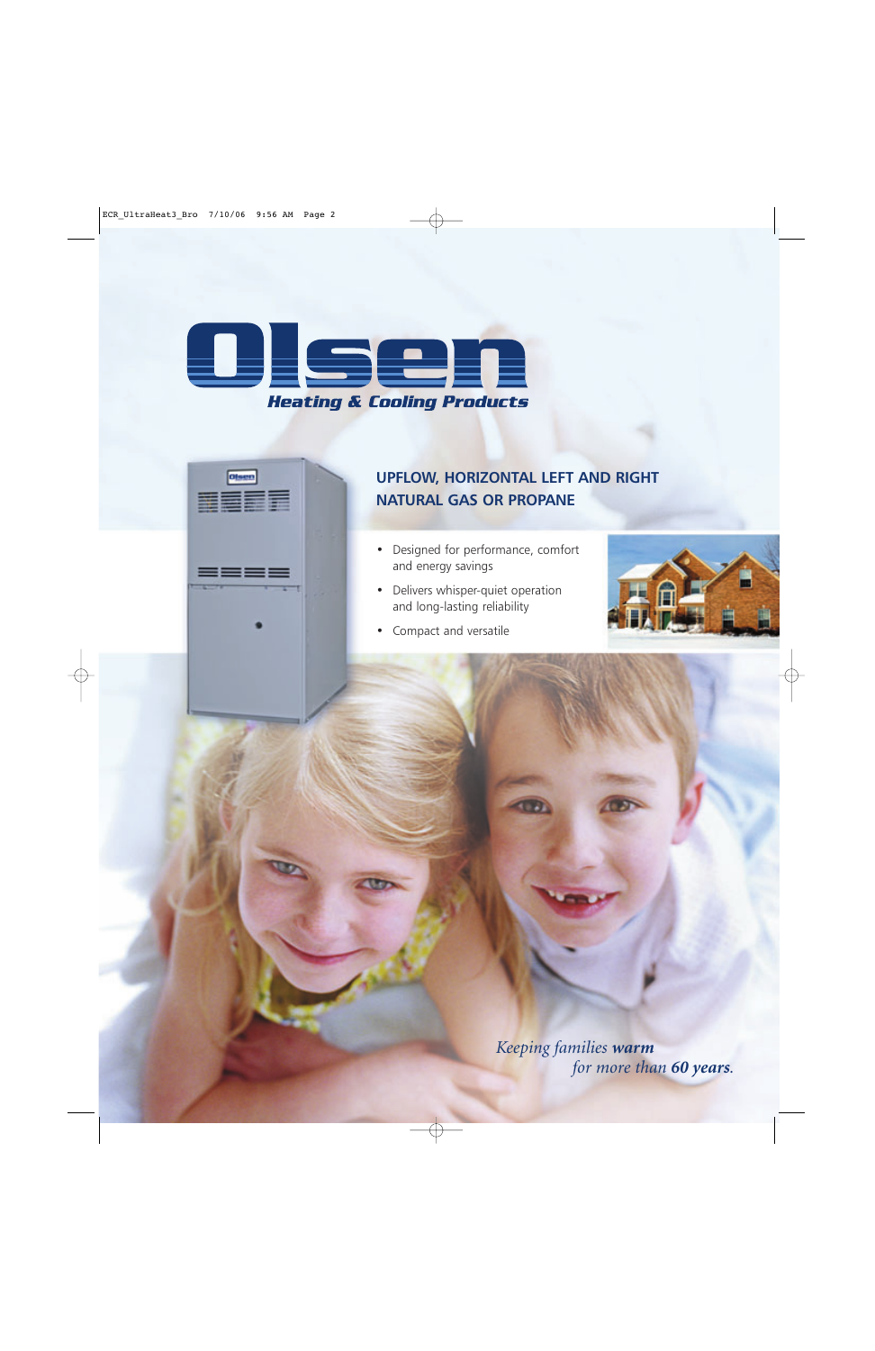# Olsen

**Heating & Cooling Products**

## UPFLOW, HORIZONTAL LEFT AND RIGHT NATURAL GAS OR PROPANE

- Designed for performance, comfort and energy savings
- Delivers whisper-quiet operation and long-lasting reliability
- Compact and versatile

*Keeping families **warm** for more than **60 years**.*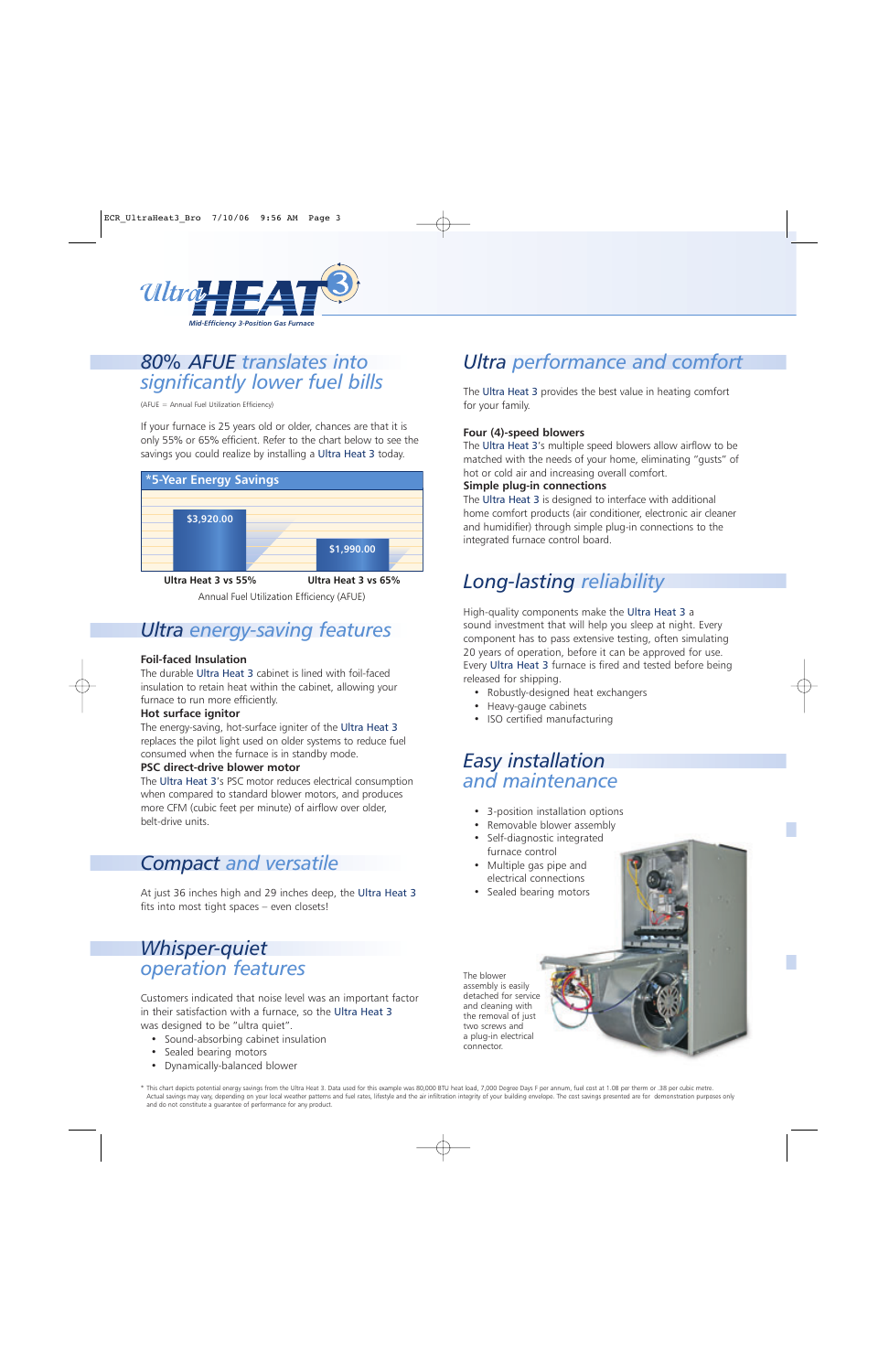# Ultra HEAT 3

*Mid-Efficiency 3-Position Gas Furnace*

## 80% AFUE translates into significantly lower fuel bills

(AFUE = Annual Fuel Utilization Efficiency)

If your furnace is 25 years old or older, chances are that it is only 55% or 65% efficient. Refer to the chart below to see the savings you could realize by installing a Ultra Heat 3 today.

**\*5-Year Energy Savings**

| Ultra Heat 3 vs 55% | Ultra Heat 3 vs 65% |
|---|---|
| $3,920.00 | $1,990.00 |

Annual Fuel Utilization Efficiency (AFUE)

## Ultra energy-saving features

**Foil-faced Insulation**
The durable Ultra Heat 3 cabinet is lined with foil-faced insulation to retain heat within the cabinet, allowing your furnace to run more efficiently.

**Hot surface ignitor**
The energy-saving, hot-surface igniter of the Ultra Heat 3 replaces the pilot light used on older systems to reduce fuel consumed when the furnace is in standby mode.

**PSC direct-drive blower motor**
The Ultra Heat 3's PSC motor reduces electrical consumption when compared to standard blower motors, and produces more CFM (cubic feet per minute) of airflow over older, belt-drive units.

## Compact and versatile

At just 36 inches high and 29 inches deep, the Ultra Heat 3 fits into most tight spaces – even closets!

## Whisper-quiet operation features

Customers indicated that noise level was an important factor in their satisfaction with a furnace, so the Ultra Heat 3 was designed to be "ultra quiet".

- Sound-absorbing cabinet insulation
- Sealed bearing motors
- Dynamically-balanced blower

## Ultra performance and comfort

The Ultra Heat 3 provides the best value in heating comfort for your family.

**Four (4)-speed blowers**
The Ultra Heat 3's multiple speed blowers allow airflow to be matched with the needs of your home, eliminating "gusts" of hot or cold air and increasing overall comfort.

**Simple plug-in connections**
The Ultra Heat 3 is designed to interface with additional home comfort products (air conditioner, electronic air cleaner and humidifier) through simple plug-in connections to the integrated furnace control board.

## Long-lasting reliability

High-quality components make the Ultra Heat 3 a sound investment that will help you sleep at night. Every component has to pass extensive testing, often simulating 20 years of operation, before it can be approved for use. Every Ultra Heat 3 furnace is fired and tested before being released for shipping.

- Robustly-designed heat exchangers
- Heavy-gauge cabinets
- ISO certified manufacturing

## Easy installation and maintenance

- 3-position installation options
- Removable blower assembly
- Self-diagnostic integrated furnace control
- Multiple gas pipe and electrical connections
- Sealed bearing motors

The blower assembly is easily detached for service and cleaning with the removal of just two screws and a plug-in electrical connector.

\* This chart depicts potential energy savings from the Ultra Heat 3. Data used for this example was 80,000 BTU heat load, 7,000 Degree Days F per annum, fuel cost at 1.08 per therm or .38 per cubic metre. Actual savings may vary, depending on your local weather patterns and fuel rates, lifestyle and the air infiltration integrity of your building envelope. The cost savings presented are for demonstration purposes only and do not constitute a guarantee of performance for any product.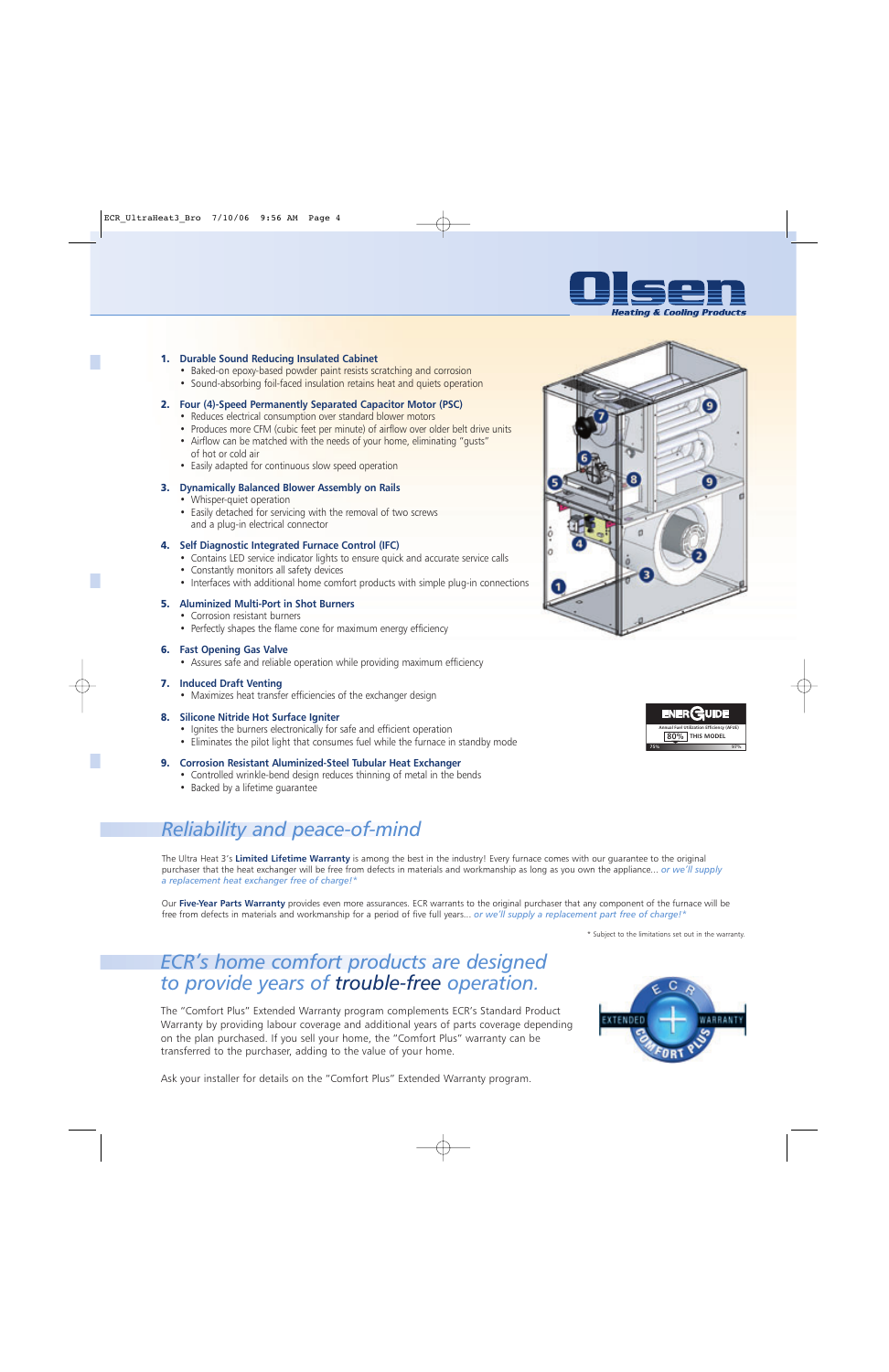1. **Durable Sound Reducing Insulated Cabinet**
   - Baked-on epoxy-based powder paint resists scratching and corrosion
   - Sound-absorbing foil-faced insulation retains heat and quiets operation
2. **Four (4)-Speed Permanently Separated Capacitor Motor (PSC)**
   - Reduces electrical consumption over standard blower motors
   - Produces more CFM (cubic feet per minute) of airflow over older belt drive units
   - Airflow can be matched with the needs of your home, eliminating "gusts" of hot or cold air
   - Easily adapted for continuous slow speed operation
3. **Dynamically Balanced Blower Assembly on Rails**
   - Whisper-quiet operation
   - Easily detached for servicing with the removal of two screws and a plug-in electrical connector
4. **Self Diagnostic Integrated Furnace Control (IFC)**
   - Contains LED service indicator lights to ensure quick and accurate service calls
   - Constantly monitors all safety devices
   - Interfaces with additional home comfort products with simple plug-in connections
5. **Aluminized Multi-Port in Shot Burners**
   - Corrosion resistant burners
   - Perfectly shapes the flame cone for maximum energy efficiency
6. **Fast Opening Gas Valve**
   - Assures safe and reliable operation while providing maximum efficiency
7. **Induced Draft Venting**
   - Maximizes heat transfer efficiencies of the exchanger design
8. **Silicone Nitride Hot Surface Igniter**
   - Ignites the burners electronically for safe and efficient operation
   - Eliminates the pilot light that consumes fuel while the furnace in standby mode
9. **Corrosion Resistant Aluminized-Steel Tubular Heat Exchanger**
   - Controlled wrinkle-bend design reduces thinning of metal in the bends
   - Backed by a lifetime guarantee

ENERGUIDE
Annual Fuel Utilization Efficiency (AFUE)
80% THIS MODEL
75% 97%

## *Reliability and peace-of-mind*

The Ultra Heat 3's **Limited Lifetime Warranty** is among the best in the industry! Every furnace comes with our guarantee to the original purchaser that the heat exchanger will be free from defects in materials and workmanship as long as you own the appliance… *or we'll supply a replacement heat exchanger free of charge!\**

Our **Five-Year Parts Warranty** provides even more assurances. ECR warrants to the original purchaser that any component of the furnace will be free from defects in materials and workmanship for a period of five full years… *or we'll supply a replacement part free of charge!\**

\* Subject to the limitations set out in the warranty.

## *ECR's home comfort products are designed to provide years of trouble-free operation.*

The "Comfort Plus" Extended Warranty program complements ECR's Standard Product Warranty by providing labour coverage and additional years of parts coverage depending on the plan purchased. If you sell your home, the "Comfort Plus" warranty can be transferred to the purchaser, adding to the value of your home.

Ask your installer for details on the "Comfort Plus" Extended Warranty program.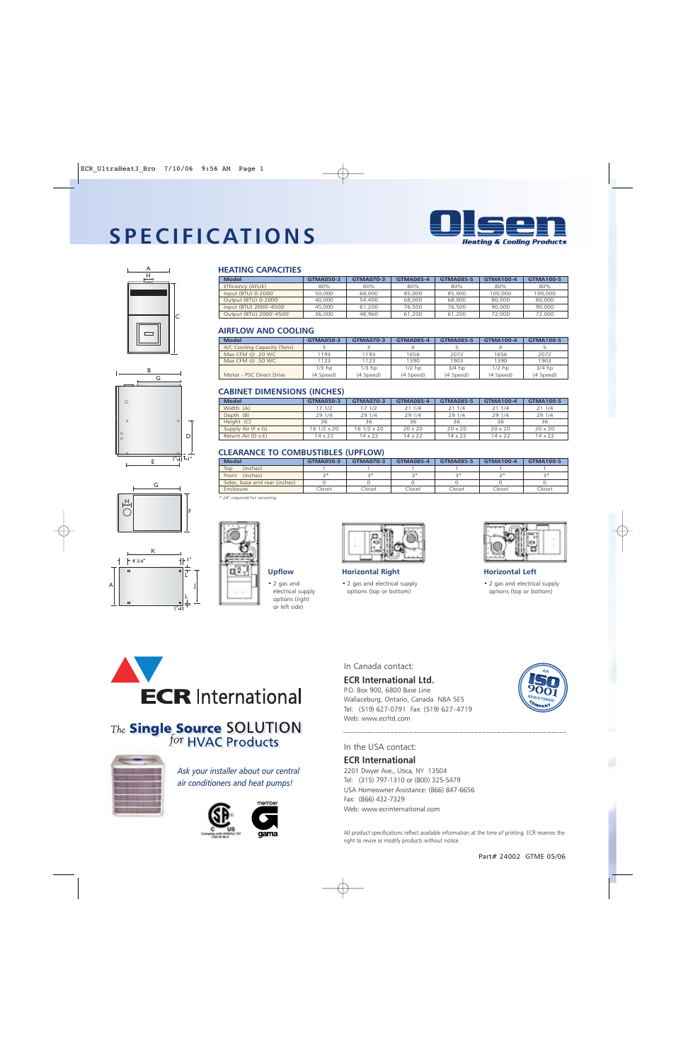# SPECIFICATIONS

Olsen
Heating & Cooling Products

### HEATING CAPACITIES

| Model | GTMA050-3 | GTMA070-3 | GTMA085-4 | GTMA085-5 | GTMA100-4 | GTMA100-5 |
|---|---|---|---|---|---|---|
| Efficiency (AFUE) | 80% | 80% | 80% | 80% | 80% | 80% |
| Input (BTU) 0-2000' | 50,000 | 68,000 | 85,000 | 85,000 | 100,000 | 100,000 |
| Output (BTU) 0-2000' | 40,000 | 54,400 | 68,000 | 68,000 | 80,000 | 80,000 |
| Input (BTU) 2000'-4500' | 45,000 | 61,200 | 76,500 | 76,500 | 90,000 | 90,000 |
| Output (BTU) 2000'-4500' | 36,000 | 48,960 | 61,200 | 61,200 | 72,000 | 72,000 |

### AIRFLOW AND COOLING

| Model | GTMA050-3 | GTMA070-3 | GTMA085-4 | GTMA085-5 | GTMA100-4 | GTMA100-5 |
|---|---|---|---|---|---|---|
| A/C Cooling Capacity (Tons) | 3 | 3 | 4 | 5 | 4 | 5 |
| Max CFM @ .20 WC | 1193 | 1193 | 1656 | 2072 | 1656 | 2072 |
| Max CFM @ .50 WC | 1123 | 1123 | 1390 | 1903 | 1390 | 1903 |
| Motor - PSC Direct Drive | 1/3 hp (4 Speed) | 1/3 hp (4 Speed) | 1/2 hp (4 Speed) | 3/4 hp (4 Speed) | 1/2 hp (4 Speed) | 3/4 hp (4 Speed) |

### CABINET DIMENSIONS (INCHES)

| Model | GTMA050-3 | GTMA070-3 | GTMA085-4 | GTMA085-5 | GTMA100-4 | GTMA100-5 |
|---|---|---|---|---|---|---|
| Width (A) | 17 1/2 | 17 1/2 | 21 1/4 | 21 1/4 | 21 1/4 | 21 1/4 |
| Depth (B) | 29 1/4 | 29 1/4 | 29 1/4 | 29 1/4 | 29 1/4 | 29 1/4 |
| Height (C) | 36 | 36 | 36 | 36 | 36 | 36 |
| Supply Air (F x G) | 16 1/2 x 20 | 16 1/2 x 20 | 20 x 20 | 20 x 20 | 20 x 20 | 20 x 20 |
| Return Air (D x E) | 14 x 22 | 14 x 22 | 14 x 22 | 14 x 22 | 14 x 22 | 14 x 22 |

### CLEARANCE TO COMBUSTIBLES (UPFLOW)

| Model | GTMA050-3 | GTMA070-3 | GTMA085-4 | GTMA085-5 | GTMA100-4 | GTMA100-5 |
|---|---|---|---|---|---|---|
| Top (inches) | 1 | 1 | 1 | 1 | 1 | 1 |
| Front (inches) | 3* | 3* | 3* | 3* | 3* | 3* |
| Sides, base and rear (inches) | 0 | 0 | 0 | 0 | 0 | 0 |
| Enclosure | Closet | Closet | Closet | Closet | Closet | Closet |

* 24" required for servicing.

A
H
C
B
G
D
E
1"
1"
G
H
F
K
4 3/4"
1"
L
A
J
L
1"

**Upflow**

- 2 gas and electrical supply options (right or left side)

**Horizontal Right**

- 2 gas and electrical supply options (top or bottom)

**Horizontal Left**

- 2 gas and electrical supply options (top or bottom)

ECR International

*The* **Single Source** SOLUTION *for* HVAC Products

*Ask your installer about our central air conditioners and heat pumps!*

member gama

In Canada contact:

**ECR International Ltd.**
P.O. Box 900, 6800 Base Line
Wallaceburg, Ontario, Canada N8A 5E5
Tel: (519) 627-0791 Fax: (519) 627-4719
Web: www.ecrltd.com

AN ISO 9001 REGISTERED COMPANY

In the USA contact:

**ECR International**
2201 Dwyer Ave., Utica, NY 13504
Tel: (315) 797-1310 or (800) 325-5479
USA Homeowner Assistance: (866) 847-6656
Fax: (866) 432-7329
Web: www.ecrinternational.com

All product specifications reflect available information at the time of printing. ECR reserves the right to revise or modify products without notice.

Part# 24002 GTME 05/06